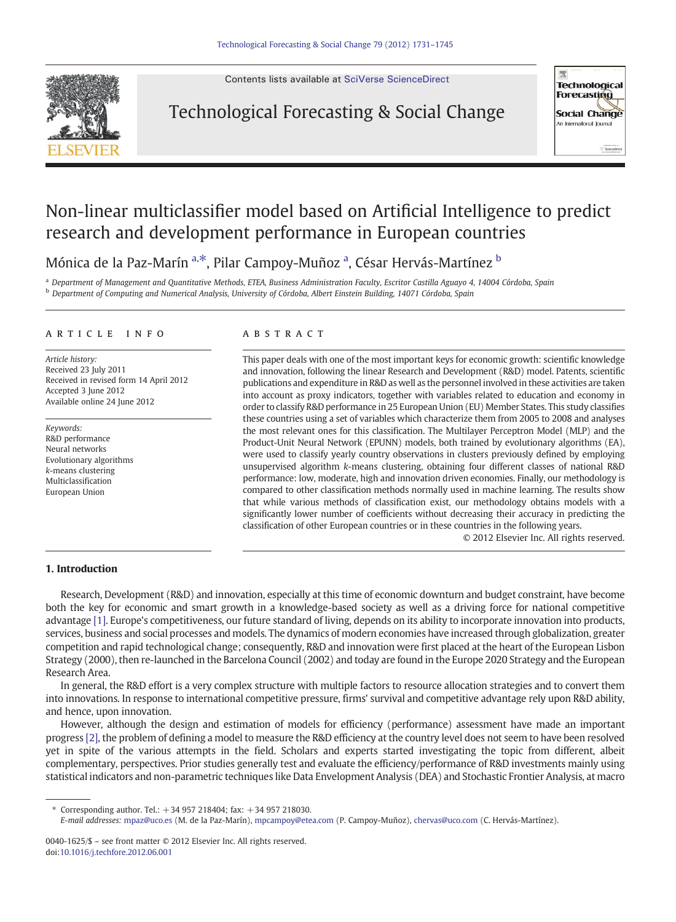# Non-linear multiclassifier model based on Artificial Intelligence to predict research and development performance in European countries

Mónica de la Paz-Marín [a,*], Pilar Campoy-Muñoz [a], César Hervás-Martínez [b]

[a] Department of Management and Quantitative Methods, ETEA, Business Administration Faculty, Escritor Castilla Aguayo 4, 14004 Córdoba, Spain
[b] Department of Computing and Numerical Analysis, University of Córdoba, Albert Einstein Building, 14071 Córdoba, Spain

## ARTICLE INFO

*Article history:*
Received 23 July 2011
Received in revised form 14 April 2012
Accepted 3 June 2012
Available online 24 June 2012

*Keywords:*
R&D performance
Neural networks
Evolutionary algorithms
*k*-means clustering
Multiclassification
European Union

## ABSTRACT

This paper deals with one of the most important keys for economic growth: scientific knowledge and innovation, following the linear Research and Development (R&D) model. Patents, scientific publications and expenditure in R&D as well as the personnel involved in these activities are taken into account as proxy indicators, together with variables related to education and economy in order to classify R&D performance in 25 European Union (EU) Member States. This study classifies these countries using a set of variables which characterize them from 2005 to 2008 and analyses the most relevant ones for this classification. The Multilayer Perceptron Model (MLP) and the Product-Unit Neural Network (EPUNN) models, both trained by evolutionary algorithms (EA), were used to classify yearly country observations in clusters previously defined by employing unsupervised algorithm *k*-means clustering, obtaining four different classes of national R&D performance: low, moderate, high and innovation driven economies. Finally, our methodology is compared to other classification methods normally used in machine learning. The results show that while various methods of classification exist, our methodology obtains models with a significantly lower number of coefficients without decreasing their accuracy in predicting the classification of other European countries or in these countries in the following years.

© 2012 Elsevier Inc. All rights reserved.

## 1. Introduction

Research, Development (R&D) and innovation, especially at this time of economic downturn and budget constraint, have become both the key for economic and smart growth in a knowledge-based society as well as a driving force for national competitive advantage [1]. Europe's competitiveness, our future standard of living, depends on its ability to incorporate innovation into products, services, business and social processes and models. The dynamics of modern economies have increased through globalization, greater competition and rapid technological change; consequently, R&D and innovation were first placed at the heart of the European Lisbon Strategy (2000), then re-launched in the Barcelona Council (2002) and today are found in the Europe 2020 Strategy and the European Research Area.

In general, the R&D effort is a very complex structure with multiple factors to resource allocation strategies and to convert them into innovations. In response to international competitive pressure, firms' survival and competitive advantage rely upon R&D ability, and hence, upon innovation.

However, although the design and estimation of models for efficiency (performance) assessment have made an important progress [2], the problem of defining a model to measure the R&D efficiency at the country level does not seem to have been resolved yet in spite of the various attempts in the field. Scholars and experts started investigating the topic from different, albeit complementary, perspectives. Prior studies generally test and evaluate the efficiency/performance of R&D investments mainly using statistical indicators and non-parametric techniques like Data Envelopment Analysis (DEA) and Stochastic Frontier Analysis, at macro

\* Corresponding author. Tel.: +34 957 218404; fax: +34 957 218030.
*E-mail addresses:* mpaz@uco.es (M. de la Paz-Marín), mpcampoy@etea.com (P. Campoy-Muñoz), chervas@uco.com (C. Hervás-Martínez).

0040-1625/$ – see front matter © 2012 Elsevier Inc. All rights reserved.
doi:10.1016/j.techfore.2012.06.001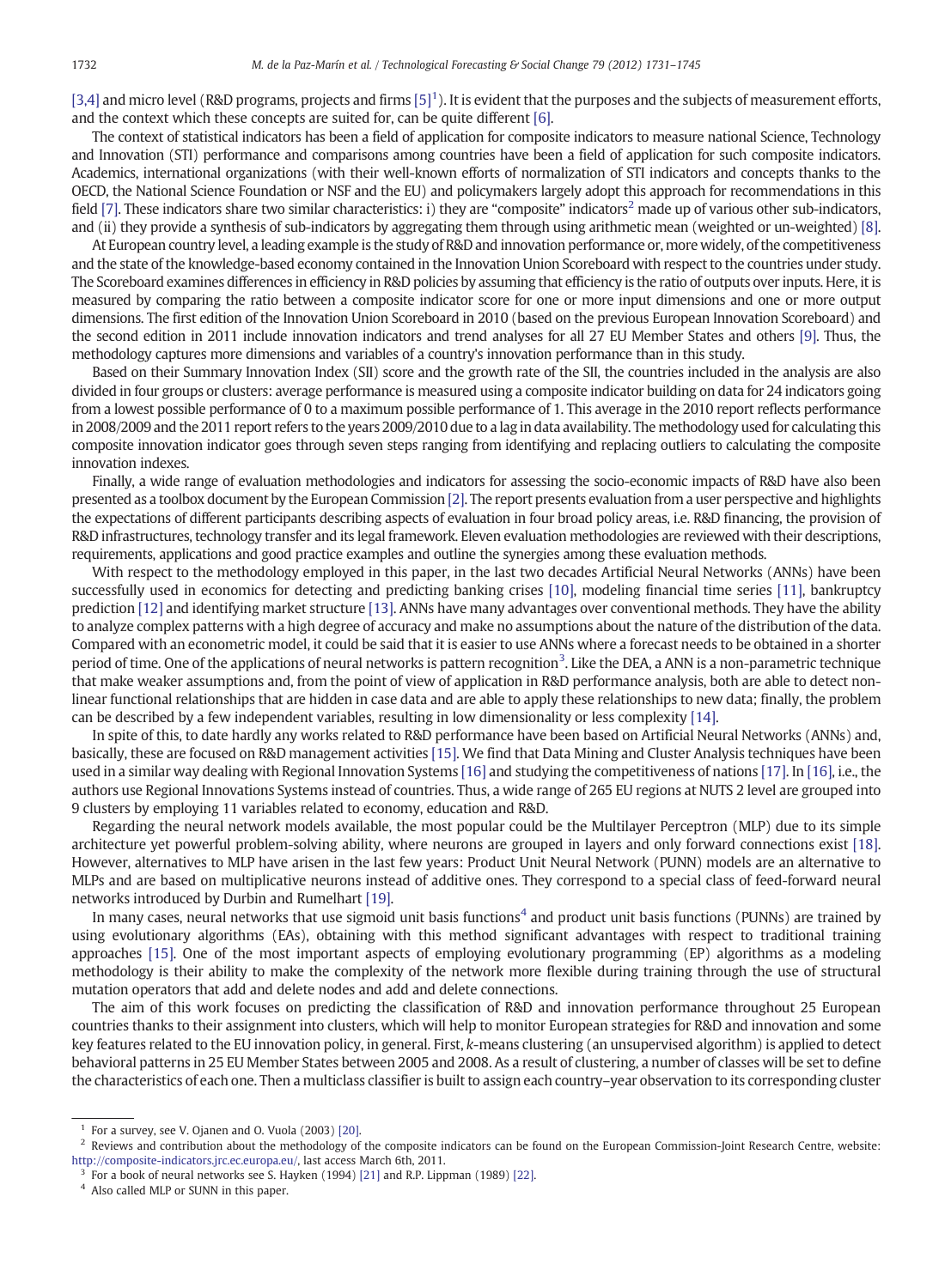[3,4] and micro level (R&D programs, projects and firms [5][1]). It is evident that the purposes and the subjects of measurement efforts, and the context which these concepts are suited for, can be quite different [6].

The context of statistical indicators has been a field of application for composite indicators to measure national Science, Technology and Innovation (STI) performance and comparisons among countries have been a field of application for such composite indicators. Academics, international organizations (with their well-known efforts of normalization of STI indicators and concepts thanks to the OECD, the National Science Foundation or NSF and the EU) and policymakers largely adopt this approach for recommendations in this field [7]. These indicators share two similar characteristics: i) they are "composite" indicators[2] made up of various other sub-indicators, and (ii) they provide a synthesis of sub-indicators by aggregating them through using arithmetic mean (weighted or un-weighted) [8].

At European country level, a leading example is the study of R&D and innovation performance or, more widely, of the competitiveness and the state of the knowledge-based economy contained in the Innovation Union Scoreboard with respect to the countries under study. The Scoreboard examines differences in efficiency in R&D policies by assuming that efficiency is the ratio of outputs over inputs. Here, it is measured by comparing the ratio between a composite indicator score for one or more input dimensions and one or more output dimensions. The first edition of the Innovation Union Scoreboard in 2010 (based on the previous European Innovation Scoreboard) and the second edition in 2011 include innovation indicators and trend analyses for all 27 EU Member States and others [9]. Thus, the methodology captures more dimensions and variables of a country's innovation performance than in this study.

Based on their Summary Innovation Index (SII) score and the growth rate of the SII, the countries included in the analysis are also divided in four groups or clusters: average performance is measured using a composite indicator building on data for 24 indicators going from a lowest possible performance of 0 to a maximum possible performance of 1. This average in the 2010 report reflects performance in 2008/2009 and the 2011 report refers to the years 2009/2010 due to a lag in data availability. The methodology used for calculating this composite innovation indicator goes through seven steps ranging from identifying and replacing outliers to calculating the composite innovation indexes.

Finally, a wide range of evaluation methodologies and indicators for assessing the socio-economic impacts of R&D have also been presented as a toolbox document by the European Commission [2]. The report presents evaluation from a user perspective and highlights the expectations of different participants describing aspects of evaluation in four broad policy areas, i.e. R&D financing, the provision of R&D infrastructures, technology transfer and its legal framework. Eleven evaluation methodologies are reviewed with their descriptions, requirements, applications and good practice examples and outline the synergies among these evaluation methods.

With respect to the methodology employed in this paper, in the last two decades Artificial Neural Networks (ANNs) have been successfully used in economics for detecting and predicting banking crises [10], modeling financial time series [11], bankruptcy prediction [12] and identifying market structure [13]. ANNs have many advantages over conventional methods. They have the ability to analyze complex patterns with a high degree of accuracy and make no assumptions about the nature of the distribution of the data. Compared with an econometric model, it could be said that it is easier to use ANNs where a forecast needs to be obtained in a shorter period of time. One of the applications of neural networks is pattern recognition[3]. Like the DEA, a ANN is a non-parametric technique that make weaker assumptions and, from the point of view of application in R&D performance analysis, both are able to detect non-linear functional relationships that are hidden in case data and are able to apply these relationships to new data; finally, the problem can be described by a few independent variables, resulting in low dimensionality or less complexity [14].

In spite of this, to date hardly any works related to R&D performance have been based on Artificial Neural Networks (ANNs) and, basically, these are focused on R&D management activities [15]. We find that Data Mining and Cluster Analysis techniques have been used in a similar way dealing with Regional Innovation Systems [16] and studying the competitiveness of nations [17]. In [16], i.e., the authors use Regional Innovations Systems instead of countries. Thus, a wide range of 265 EU regions at NUTS 2 level are grouped into 9 clusters by employing 11 variables related to economy, education and R&D.

Regarding the neural network models available, the most popular could be the Multilayer Perceptron (MLP) due to its simple architecture yet powerful problem-solving ability, where neurons are grouped in layers and only forward connections exist [18]. However, alternatives to MLP have arisen in the last few years: Product Unit Neural Network (PUNN) models are an alternative to MLPs and are based on multiplicative neurons instead of additive ones. They correspond to a special class of feed-forward neural networks introduced by Durbin and Rumelhart [19].

In many cases, neural networks that use sigmoid unit basis functions[4] and product unit basis functions (PUNNs) are trained by using evolutionary algorithms (EAs), obtaining with this method significant advantages with respect to traditional training approaches [15]. One of the most important aspects of employing evolutionary programming (EP) algorithms as a modeling methodology is their ability to make the complexity of the network more flexible during training through the use of structural mutation operators that add and delete nodes and add and delete connections.

The aim of this work focuses on predicting the classification of R&D and innovation performance throughout 25 European countries thanks to their assignment into clusters, which will help to monitor European strategies for R&D and innovation and some key features related to the EU innovation policy, in general. First, *k*-means clustering (an unsupervised algorithm) is applied to detect behavioral patterns in 25 EU Member States between 2005 and 2008. As a result of clustering, a number of classes will be set to define the characteristics of each one. Then a multiclass classifier is built to assign each country–year observation to its corresponding cluster

---

[1] For a survey, see V. Ojanen and O. Vuola (2003) [20].

[2] Reviews and contribution about the methodology of the composite indicators can be found on the European Commission-Joint Research Centre, website: http://composite-indicators.jrc.ec.europa.eu/, last access March 6th, 2011.

[3] For a book of neural networks see S. Hayken (1994) [21] and R.P. Lippman (1989) [22].

[4] Also called MLP or SUNN in this paper.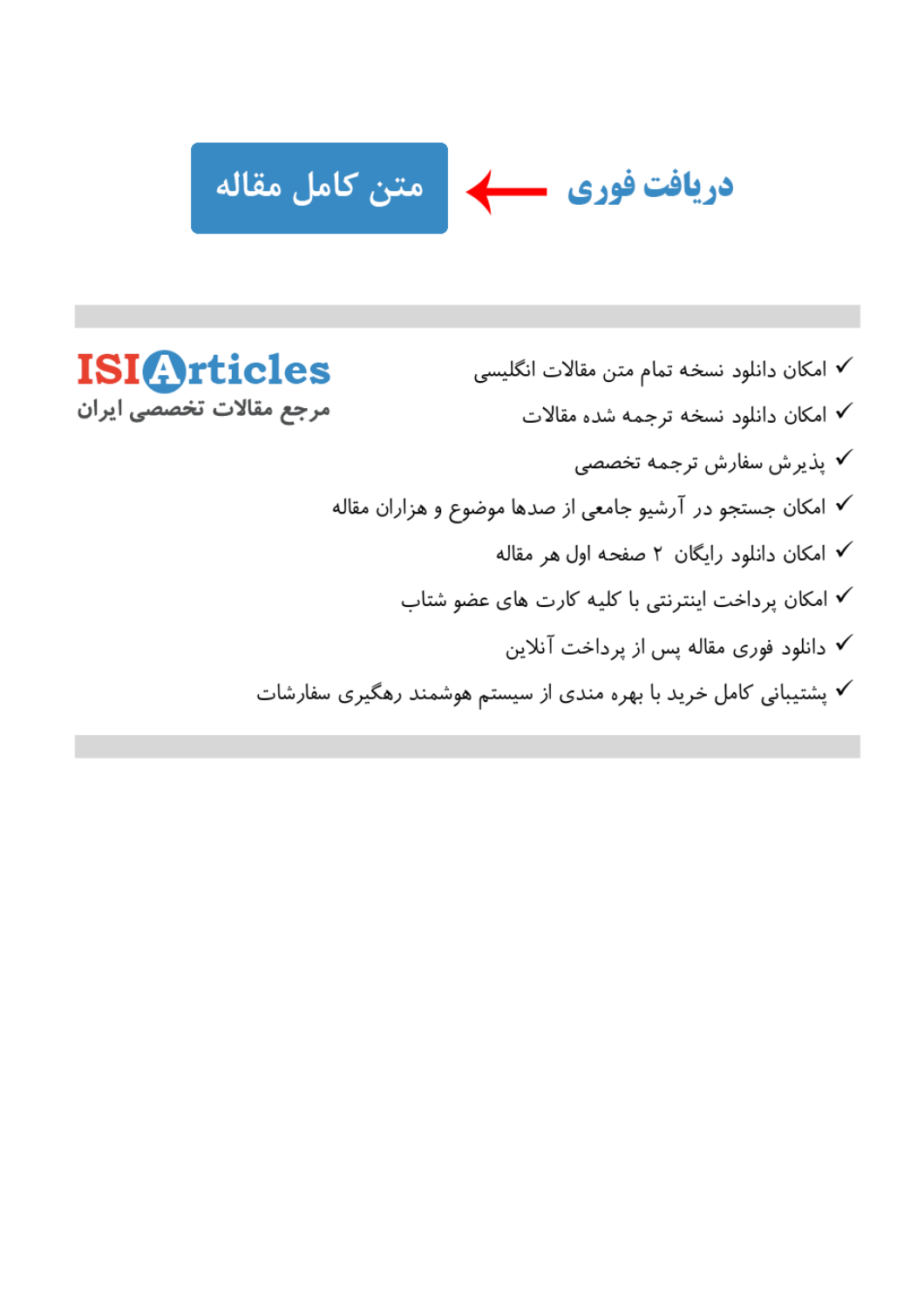دریافت فوری ← متن کامل مقاله

**ISIArticles**

مرجع مقالات تخصصی ایران

- ✓ امکان دانلود نسخه تمام متن مقالات انگلیسی
- ✓ امکان دانلود نسخه ترجمه شده مقالات
- ✓ پذیرش سفارش ترجمه تخصصی
- ✓ امکان جستجو در آرشیو جامعی از صدها موضوع و هزاران مقاله
- ✓ امکان دانلود رایگان ۲ صفحه اول هر مقاله
- ✓ امکان پرداخت اینترنتی با کلیه کارت های عضو شتاب
- ✓ دانلود فوری مقاله پس از پرداخت آنلاین
- ✓ پشتیبانی کامل خرید با بهره مندی از سیستم هوشمند رهگیری سفارشات